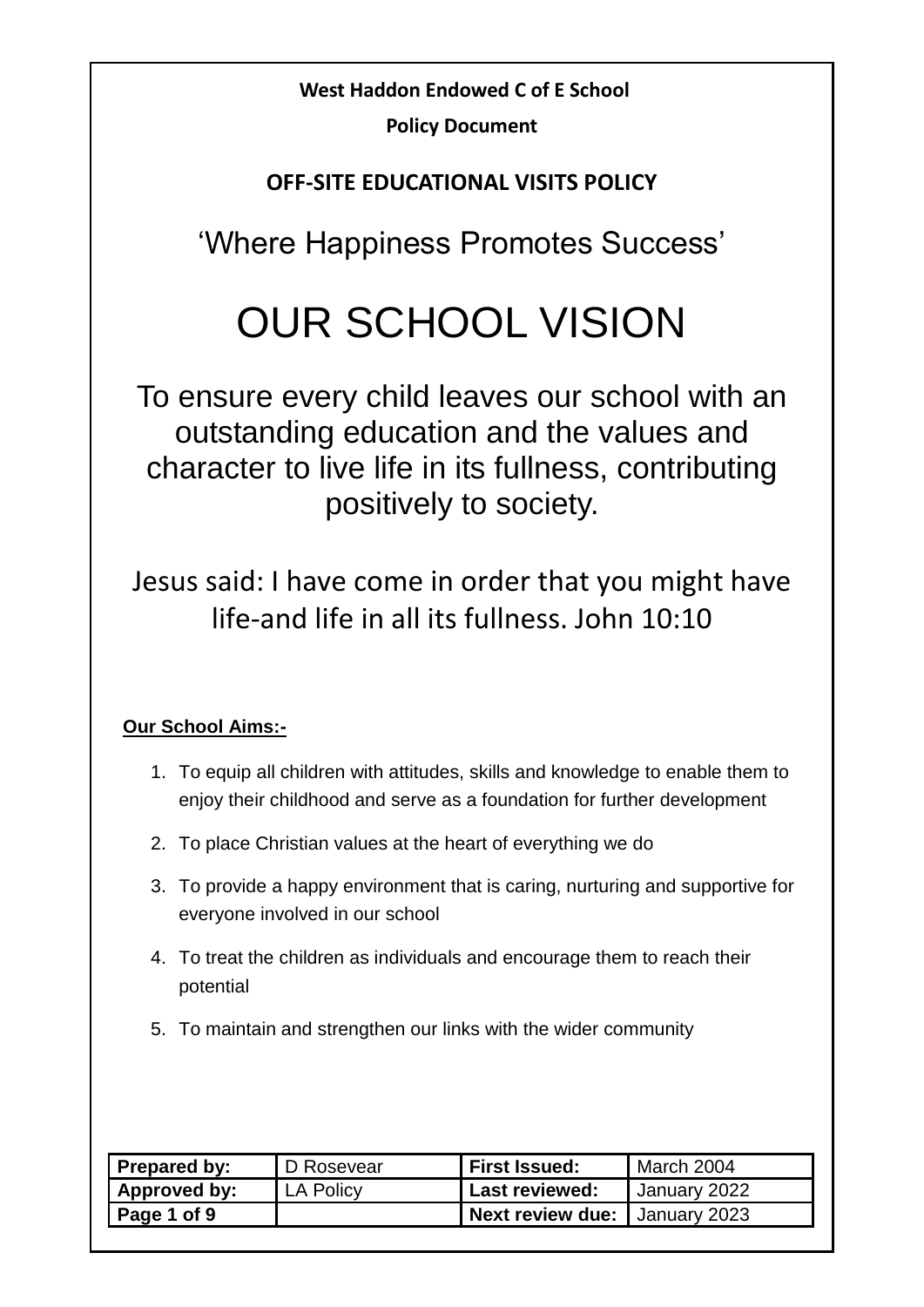**West Haddon Endowed C of E School**

**Policy Document**

# OFF-SITE EDUCATIONAL VISITS POLICY

‘Where Happiness Promotes Success’

## OUR SCHOOL VISION

To ensure every child leaves our school with an outstanding education and the values and character to live life in its fullness, contributing positively to society.

Jesus said: I have come in order that you might have life-and life in all its fullness. John 10:10

**Our School Aims:-**

1. To equip all children with attitudes, skills and knowledge to enable them to enjoy their childhood and serve as a foundation for further development
2. To place Christian values at the heart of everything we do
3. To provide a happy environment that is caring, nurturing and supportive for everyone involved in our school
4. To treat the children as individuals and encourage them to reach their potential
5. To maintain and strengthen our links with the wider community

| **Prepared by:** | D Rosevear | **First Issued:** | March 2004 |
| --- | --- | --- | --- |
| **Approved by:** | LA Policy | **Last reviewed:** | January 2022 |
| **Page 1 of 9** | | **Next review due:** | January 2023 |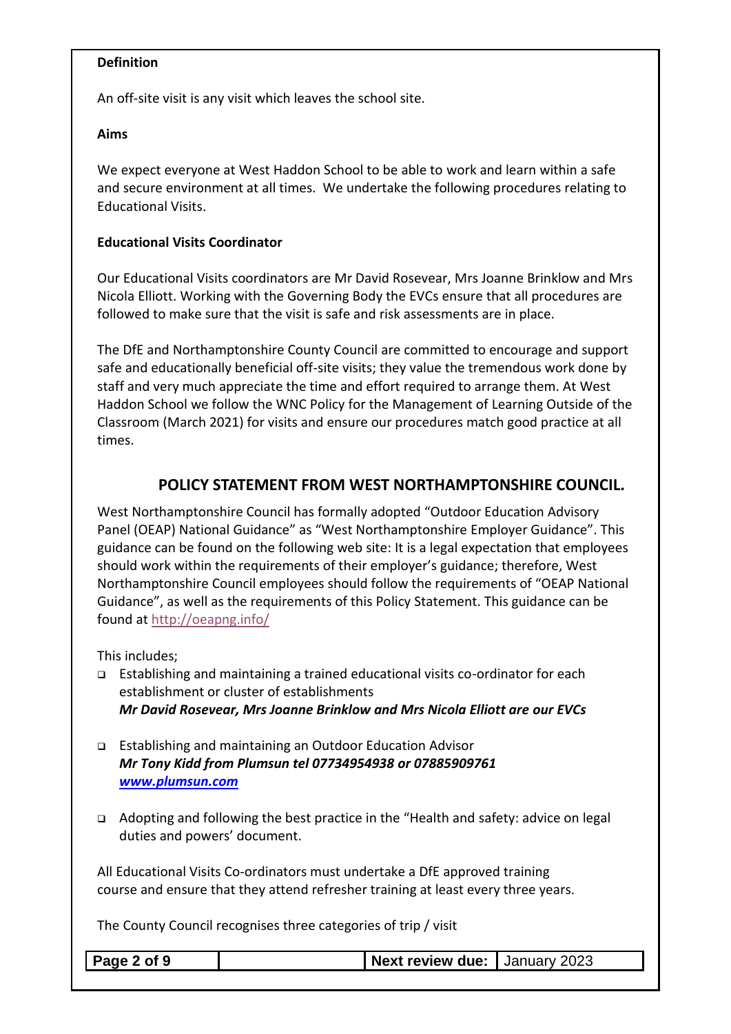**Definition**

An off-site visit is any visit which leaves the school site.

**Aims**

We expect everyone at West Haddon School to be able to work and learn within a safe and secure environment at all times. We undertake the following procedures relating to Educational Visits.

**Educational Visits Coordinator**

Our Educational Visits coordinators are Mr David Rosevear, Mrs Joanne Brinklow and Mrs Nicola Elliott. Working with the Governing Body the EVCs ensure that all procedures are followed to make sure that the visit is safe and risk assessments are in place.

The DfE and Northamptonshire County Council are committed to encourage and support safe and educationally beneficial off-site visits; they value the tremendous work done by staff and very much appreciate the time and effort required to arrange them. At West Haddon School we follow the WNC Policy for the Management of Learning Outside of the Classroom (March 2021) for visits and ensure our procedures match good practice at all times.

## POLICY STATEMENT FROM WEST NORTHAMPTONSHIRE COUNCIL.

West Northamptonshire Council has formally adopted "Outdoor Education Advisory Panel (OEAP) National Guidance" as "West Northamptonshire Employer Guidance". This guidance can be found on the following web site: It is a legal expectation that employees should work within the requirements of their employer's guidance; therefore, West Northamptonshire Council employees should follow the requirements of "OEAP National Guidance", as well as the requirements of this Policy Statement. This guidance can be found at http://oeapng.info/

This includes;

- Establishing and maintaining a trained educational visits co-ordinator for each establishment or cluster of establishments
  ***Mr David Rosevear, Mrs Joanne Brinklow and Mrs Nicola Elliott are our EVCs***

- Establishing and maintaining an Outdoor Education Advisor
  ***Mr Tony Kidd from Plumsun tel 07734954938 or 07885909761***
  ***www.plumsun.com***

- Adopting and following the best practice in the "Health and safety: advice on legal duties and powers' document.

All Educational Visits Co-ordinators must undertake a DfE approved training course and ensure that they attend refresher training at least every three years.

The County Council recognises three categories of trip / visit

| | | Next review due: | January 2023 |
|---|---|---|---|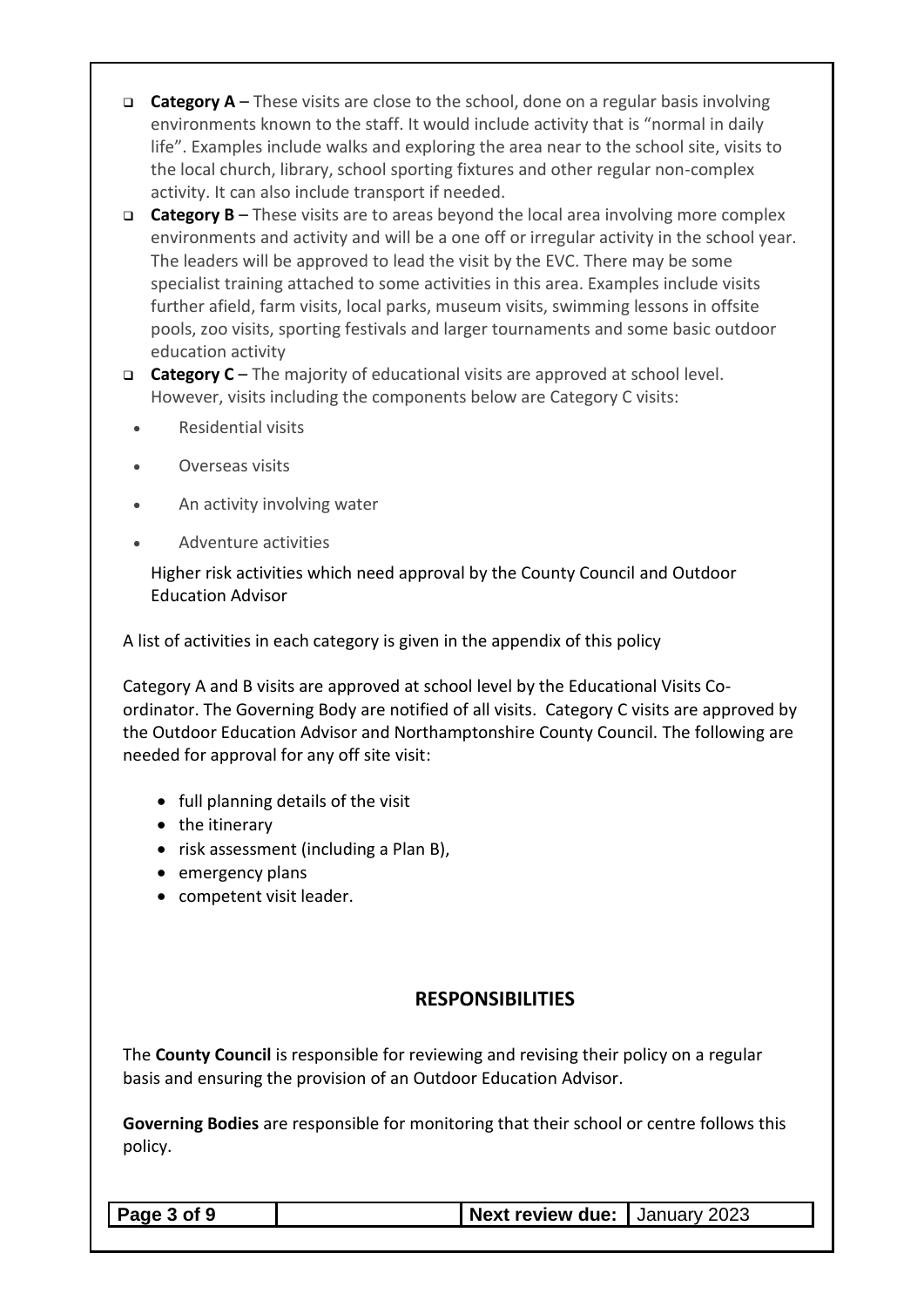- **Category A** – These visits are close to the school, done on a regular basis involving environments known to the staff. It would include activity that is "normal in daily life". Examples include walks and exploring the area near to the school site, visits to the local church, library, school sporting fixtures and other regular non-complex activity. It can also include transport if needed.
- **Category B** – These visits are to areas beyond the local area involving more complex environments and activity and will be a one off or irregular activity in the school year. The leaders will be approved to lead the visit by the EVC. There may be some specialist training attached to some activities in this area. Examples include visits further afield, farm visits, local parks, museum visits, swimming lessons in offsite pools, zoo visits, sporting festivals and larger tournaments and some basic outdoor education activity
- **Category C** – The majority of educational visits are approved at school level. However, visits including the components below are Category C visits:
  - Residential visits
  - Overseas visits
  - An activity involving water
  - Adventure activities

  Higher risk activities which need approval by the County Council and Outdoor Education Advisor

A list of activities in each category is given in the appendix of this policy

Category A and B visits are approved at school level by the Educational Visits Co-ordinator. The Governing Body are notified of all visits. Category C visits are approved by the Outdoor Education Advisor and Northamptonshire County Council. The following are needed for approval for any off site visit:

- full planning details of the visit
- the itinerary
- risk assessment (including a Plan B),
- emergency plans
- competent visit leader.

## RESPONSIBILITIES

The **County Council** is responsible for reviewing and revising their policy on a regular basis and ensuring the provision of an Outdoor Education Advisor.

**Governing Bodies** are responsible for monitoring that their school or centre follows this policy.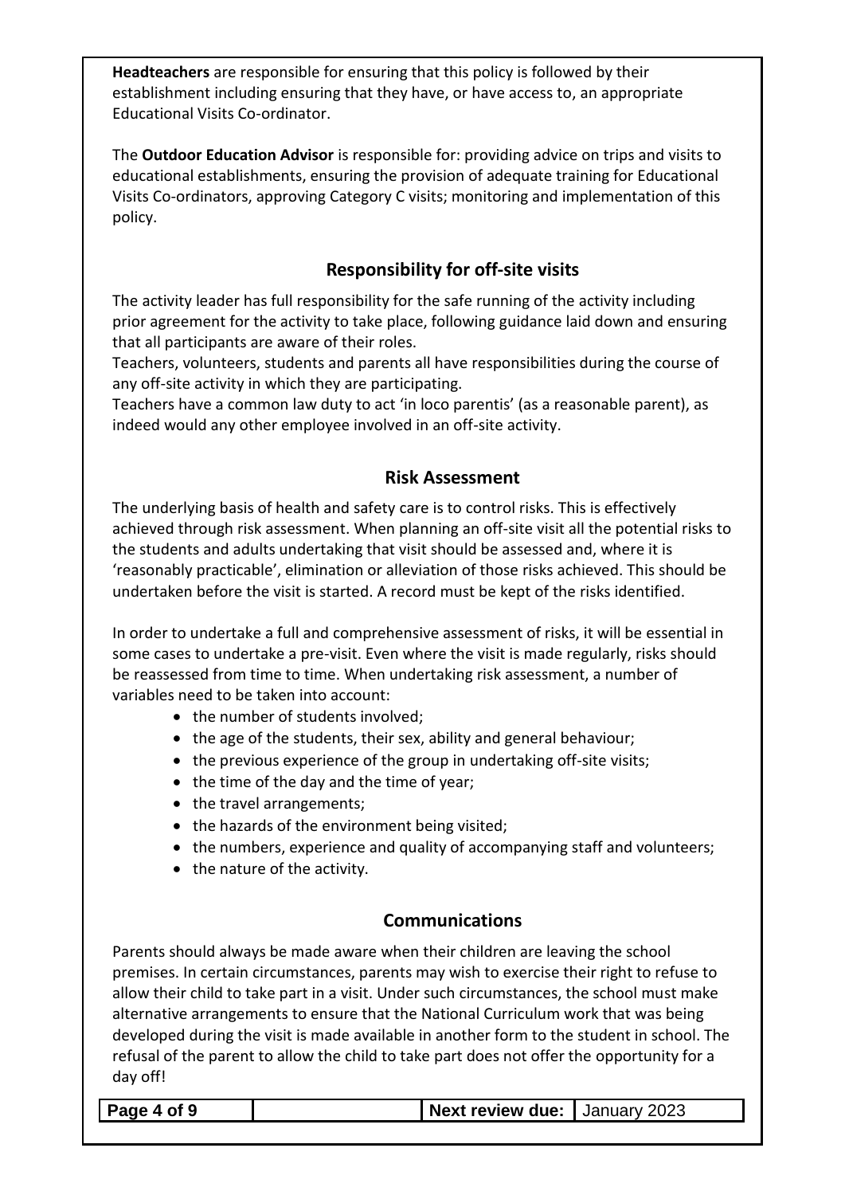**Headteachers** are responsible for ensuring that this policy is followed by their establishment including ensuring that they have, or have access to, an appropriate Educational Visits Co-ordinator.

The **Outdoor Education Advisor** is responsible for: providing advice on trips and visits to educational establishments, ensuring the provision of adequate training for Educational Visits Co-ordinators, approving Category C visits; monitoring and implementation of this policy.

## Responsibility for off-site visits

The activity leader has full responsibility for the safe running of the activity including prior agreement for the activity to take place, following guidance laid down and ensuring that all participants are aware of their roles.
Teachers, volunteers, students and parents all have responsibilities during the course of any off-site activity in which they are participating.
Teachers have a common law duty to act 'in loco parentis' (as a reasonable parent), as indeed would any other employee involved in an off-site activity.

## Risk Assessment

The underlying basis of health and safety care is to control risks. This is effectively achieved through risk assessment. When planning an off-site visit all the potential risks to the students and adults undertaking that visit should be assessed and, where it is 'reasonably practicable', elimination or alleviation of those risks achieved. This should be undertaken before the visit is started. A record must be kept of the risks identified.

In order to undertake a full and comprehensive assessment of risks, it will be essential in some cases to undertake a pre-visit. Even where the visit is made regularly, risks should be reassessed from time to time. When undertaking risk assessment, a number of variables need to be taken into account:

- the number of students involved;
- the age of the students, their sex, ability and general behaviour;
- the previous experience of the group in undertaking off-site visits;
- the time of the day and the time of year;
- the travel arrangements;
- the hazards of the environment being visited;
- the numbers, experience and quality of accompanying staff and volunteers;
- the nature of the activity.

## Communications

Parents should always be made aware when their children are leaving the school premises. In certain circumstances, parents may wish to exercise their right to refuse to allow their child to take part in a visit. Under such circumstances, the school must make alternative arrangements to ensure that the National Curriculum work that was being developed during the visit is made available in another form to the student in school. The refusal of the parent to allow the child to take part does not offer the opportunity for a day off!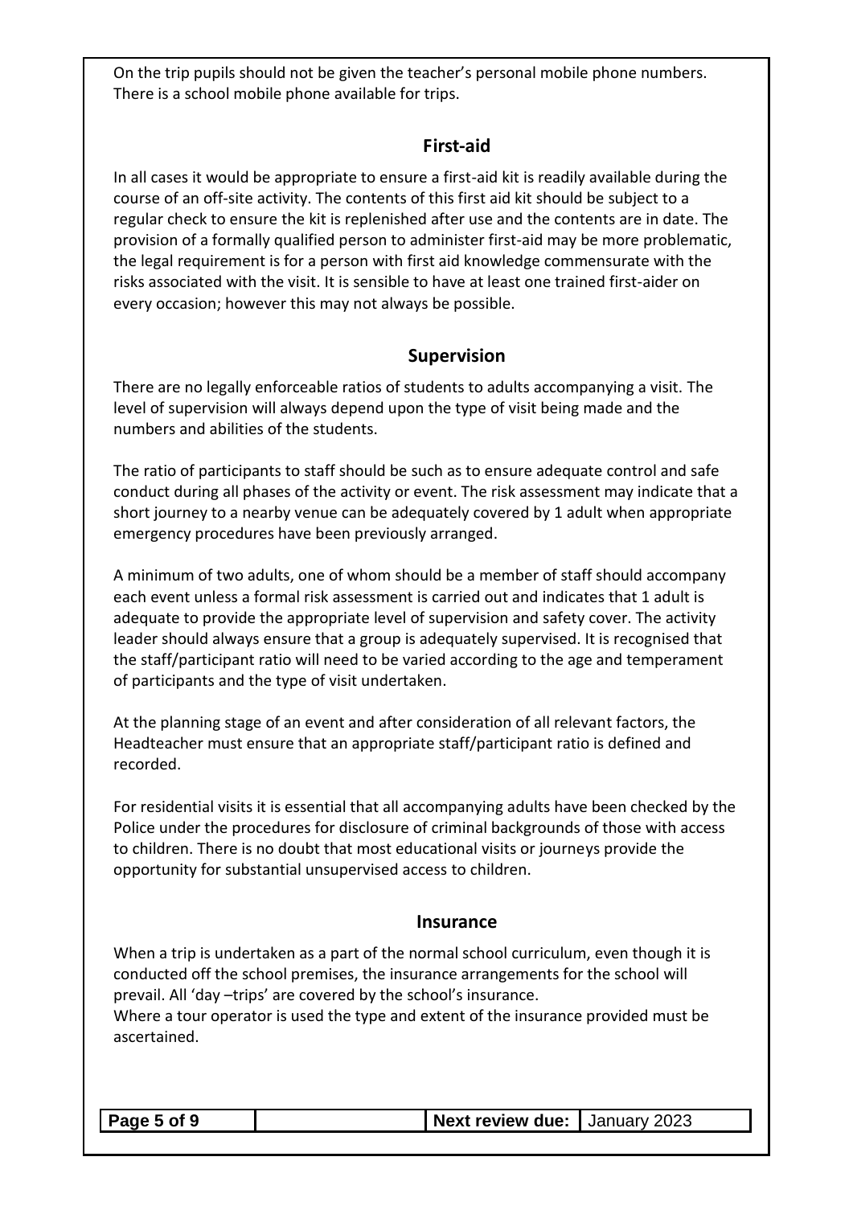On the trip pupils should not be given the teacher's personal mobile phone numbers. There is a school mobile phone available for trips.

## First-aid

In all cases it would be appropriate to ensure a first-aid kit is readily available during the course of an off-site activity. The contents of this first aid kit should be subject to a regular check to ensure the kit is replenished after use and the contents are in date. The provision of a formally qualified person to administer first-aid may be more problematic, the legal requirement is for a person with first aid knowledge commensurate with the risks associated with the visit. It is sensible to have at least one trained first-aider on every occasion; however this may not always be possible.

## Supervision

There are no legally enforceable ratios of students to adults accompanying a visit. The level of supervision will always depend upon the type of visit being made and the numbers and abilities of the students.

The ratio of participants to staff should be such as to ensure adequate control and safe conduct during all phases of the activity or event. The risk assessment may indicate that a short journey to a nearby venue can be adequately covered by 1 adult when appropriate emergency procedures have been previously arranged.

A minimum of two adults, one of whom should be a member of staff should accompany each event unless a formal risk assessment is carried out and indicates that 1 adult is adequate to provide the appropriate level of supervision and safety cover. The activity leader should always ensure that a group is adequately supervised. It is recognised that the staff/participant ratio will need to be varied according to the age and temperament of participants and the type of visit undertaken.

At the planning stage of an event and after consideration of all relevant factors, the Headteacher must ensure that an appropriate staff/participant ratio is defined and recorded.

For residential visits it is essential that all accompanying adults have been checked by the Police under the procedures for disclosure of criminal backgrounds of those with access to children. There is no doubt that most educational visits or journeys provide the opportunity for substantial unsupervised access to children.

## Insurance

When a trip is undertaken as a part of the normal school curriculum, even though it is conducted off the school premises, the insurance arrangements for the school will prevail. All 'day –trips' are covered by the school's insurance.
Where a tour operator is used the type and extent of the insurance provided must be ascertained.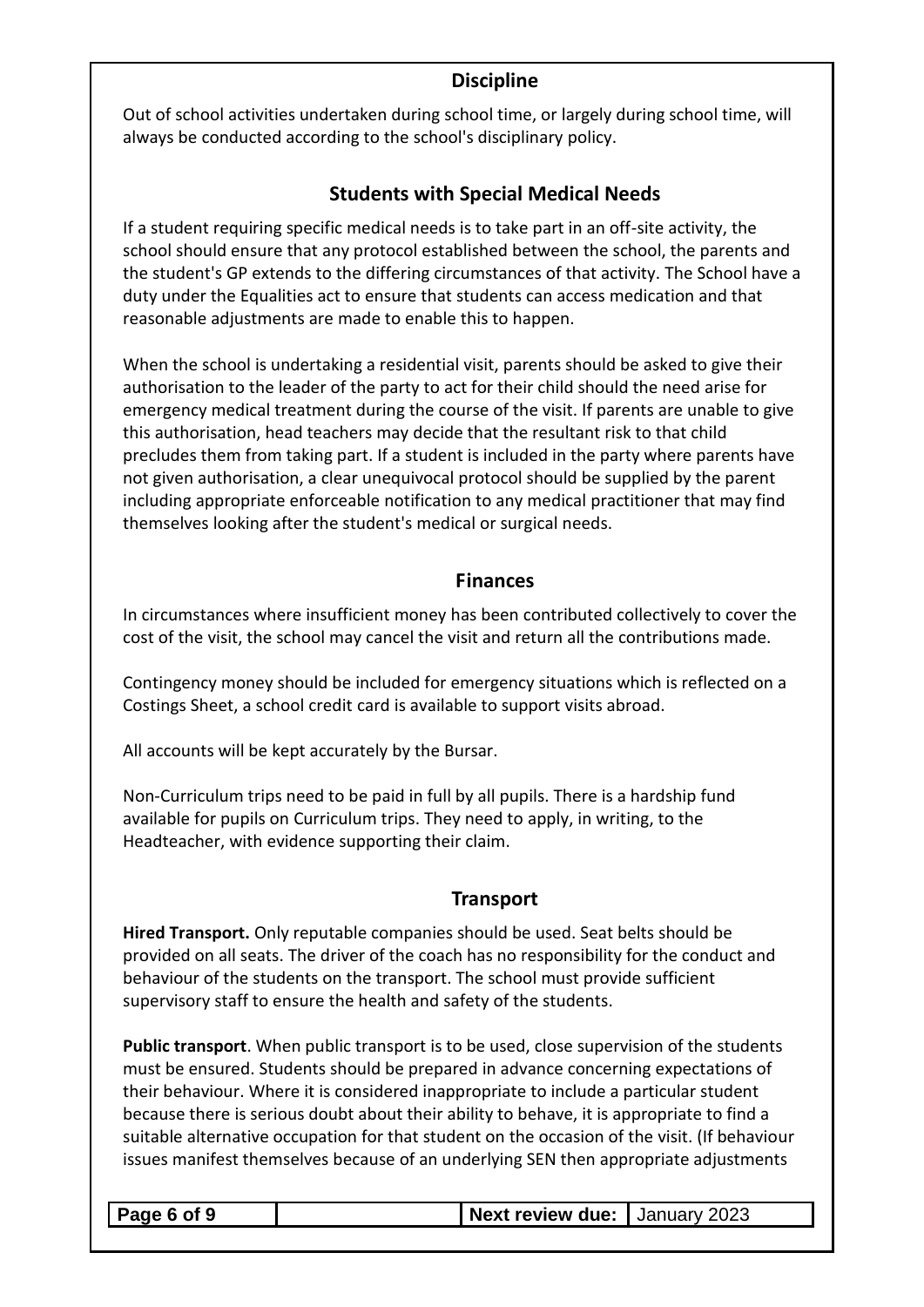## Discipline

Out of school activities undertaken during school time, or largely during school time, will always be conducted according to the school's disciplinary policy.

## Students with Special Medical Needs

If a student requiring specific medical needs is to take part in an off-site activity, the school should ensure that any protocol established between the school, the parents and the student's GP extends to the differing circumstances of that activity. The School have a duty under the Equalities act to ensure that students can access medication and that reasonable adjustments are made to enable this to happen.

When the school is undertaking a residential visit, parents should be asked to give their authorisation to the leader of the party to act for their child should the need arise for emergency medical treatment during the course of the visit. If parents are unable to give this authorisation, head teachers may decide that the resultant risk to that child precludes them from taking part. If a student is included in the party where parents have not given authorisation, a clear unequivocal protocol should be supplied by the parent including appropriate enforceable notification to any medical practitioner that may find themselves looking after the student's medical or surgical needs.

## Finances

In circumstances where insufficient money has been contributed collectively to cover the cost of the visit, the school may cancel the visit and return all the contributions made.

Contingency money should be included for emergency situations which is reflected on a Costings Sheet, a school credit card is available to support visits abroad.

All accounts will be kept accurately by the Bursar.

Non-Curriculum trips need to be paid in full by all pupils. There is a hardship fund available for pupils on Curriculum trips. They need to apply, in writing, to the Headteacher, with evidence supporting their claim.

## Transport

**Hired Transport.** Only reputable companies should be used. Seat belts should be provided on all seats. The driver of the coach has no responsibility for the conduct and behaviour of the students on the transport. The school must provide sufficient supervisory staff to ensure the health and safety of the students.

**Public transport**. When public transport is to be used, close supervision of the students must be ensured. Students should be prepared in advance concerning expectations of their behaviour. Where it is considered inappropriate to include a particular student because there is serious doubt about their ability to behave, it is appropriate to find a suitable alternative occupation for that student on the occasion of the visit. (If behaviour issues manifest themselves because of an underlying SEN then appropriate adjustments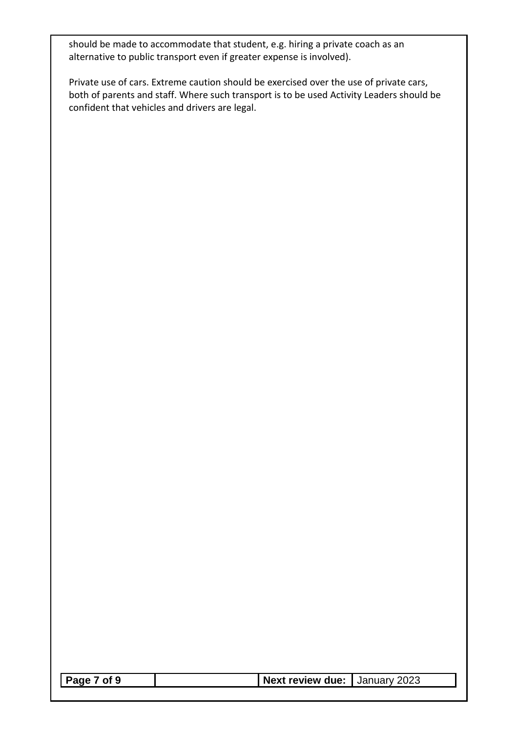should be made to accommodate that student, e.g. hiring a private coach as an alternative to public transport even if greater expense is involved).

Private use of cars. Extreme caution should be exercised over the use of private cars, both of parents and staff. Where such transport is to be used Activity Leaders should be confident that vehicles and drivers are legal.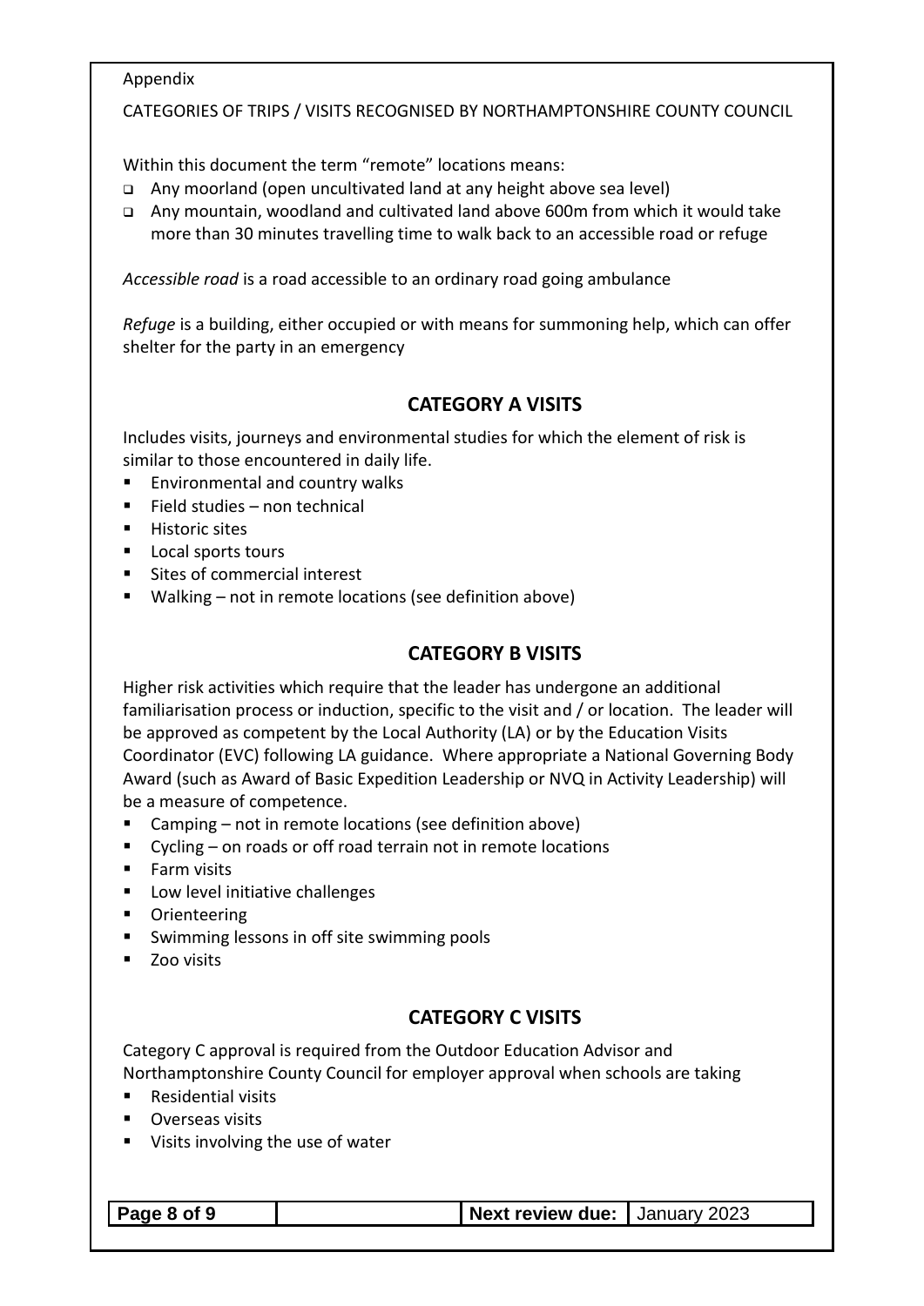Appendix

CATEGORIES OF TRIPS / VISITS RECOGNISED BY NORTHAMPTONSHIRE COUNTY COUNCIL

Within this document the term "remote" locations means:

- Any moorland (open uncultivated land at any height above sea level)
- Any mountain, woodland and cultivated land above 600m from which it would take more than 30 minutes travelling time to walk back to an accessible road or refuge

*Accessible road* is a road accessible to an ordinary road going ambulance

*Refuge* is a building, either occupied or with means for summoning help, which can offer shelter for the party in an emergency

## CATEGORY A VISITS

Includes visits, journeys and environmental studies for which the element of risk is similar to those encountered in daily life.

- Environmental and country walks
- Field studies – non technical
- Historic sites
- Local sports tours
- Sites of commercial interest
- Walking – not in remote locations (see definition above)

## CATEGORY B VISITS

Higher risk activities which require that the leader has undergone an additional familiarisation process or induction, specific to the visit and / or location. The leader will be approved as competent by the Local Authority (LA) or by the Education Visits Coordinator (EVC) following LA guidance. Where appropriate a National Governing Body Award (such as Award of Basic Expedition Leadership or NVQ in Activity Leadership) will be a measure of competence.

- Camping – not in remote locations (see definition above)
- Cycling – on roads or off road terrain not in remote locations
- Farm visits
- Low level initiative challenges
- Orienteering
- Swimming lessons in off site swimming pools
- Zoo visits

## CATEGORY C VISITS

Category C approval is required from the Outdoor Education Advisor and Northamptonshire County Council for employer approval when schools are taking

- Residential visits
- Overseas visits
- Visits involving the use of water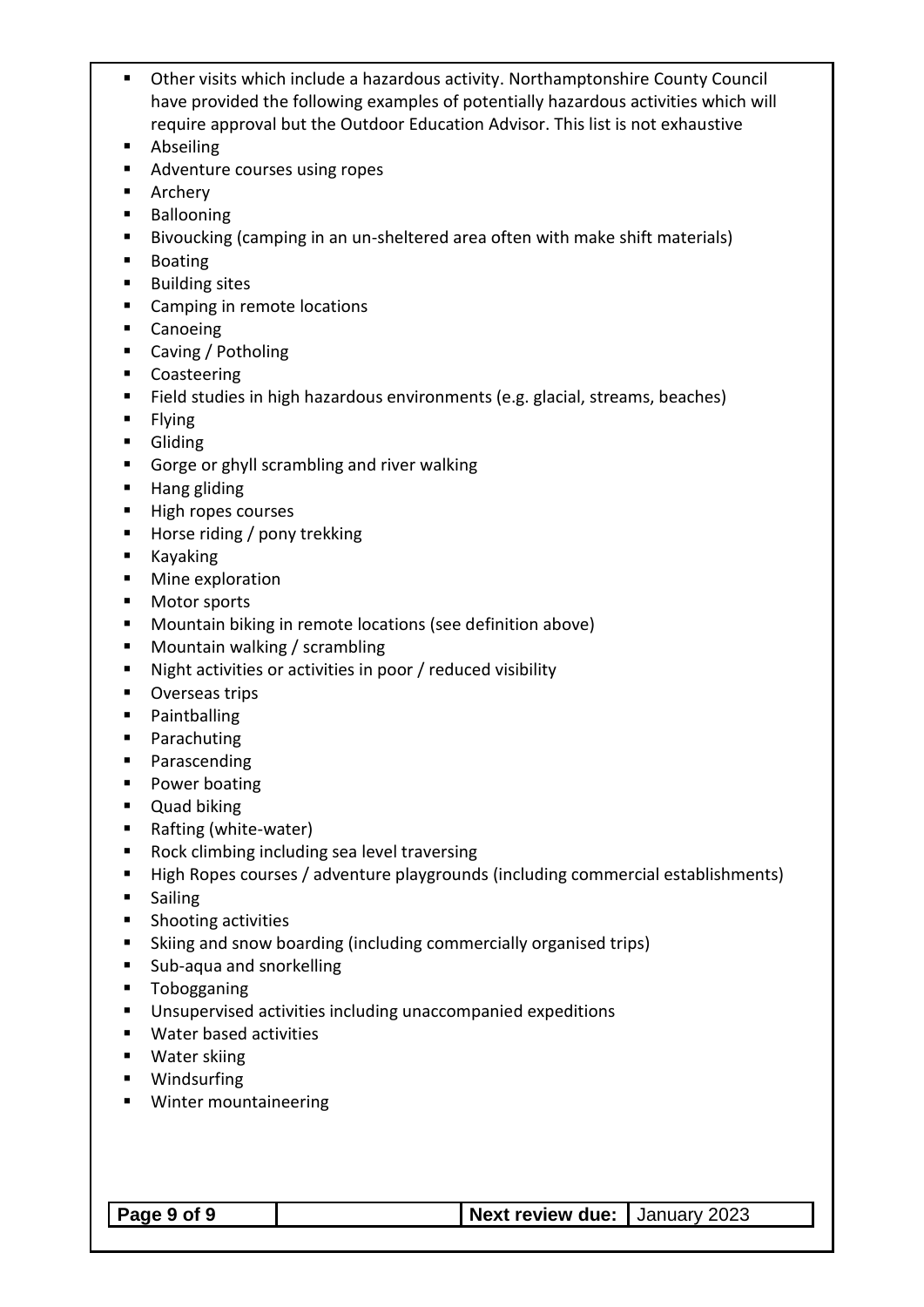- Other visits which include a hazardous activity. Northamptonshire County Council have provided the following examples of potentially hazardous activities which will require approval but the Outdoor Education Advisor. This list is not exhaustive
- Abseiling
- Adventure courses using ropes
- Archery
- Ballooning
- Bivoucking (camping in an un-sheltered area often with make shift materials)
- Boating
- Building sites
- Camping in remote locations
- Canoeing
- Caving / Potholing
- Coasteering
- Field studies in high hazardous environments (e.g. glacial, streams, beaches)
- Flying
- Gliding
- Gorge or ghyll scrambling and river walking
- Hang gliding
- High ropes courses
- Horse riding / pony trekking
- Kayaking
- Mine exploration
- Motor sports
- Mountain biking in remote locations (see definition above)
- Mountain walking / scrambling
- Night activities or activities in poor / reduced visibility
- Overseas trips
- Paintballing
- Parachuting
- Parascending
- Power boating
- Quad biking
- Rafting (white-water)
- Rock climbing including sea level traversing
- High Ropes courses / adventure playgrounds (including commercial establishments)
- Sailing
- Shooting activities
- Skiing and snow boarding (including commercially organised trips)
- Sub-aqua and snorkelling
- Tobogganing
- Unsupervised activities including unaccompanied expeditions
- Water based activities
- Water skiing
- Windsurfing
- Winter mountaineering